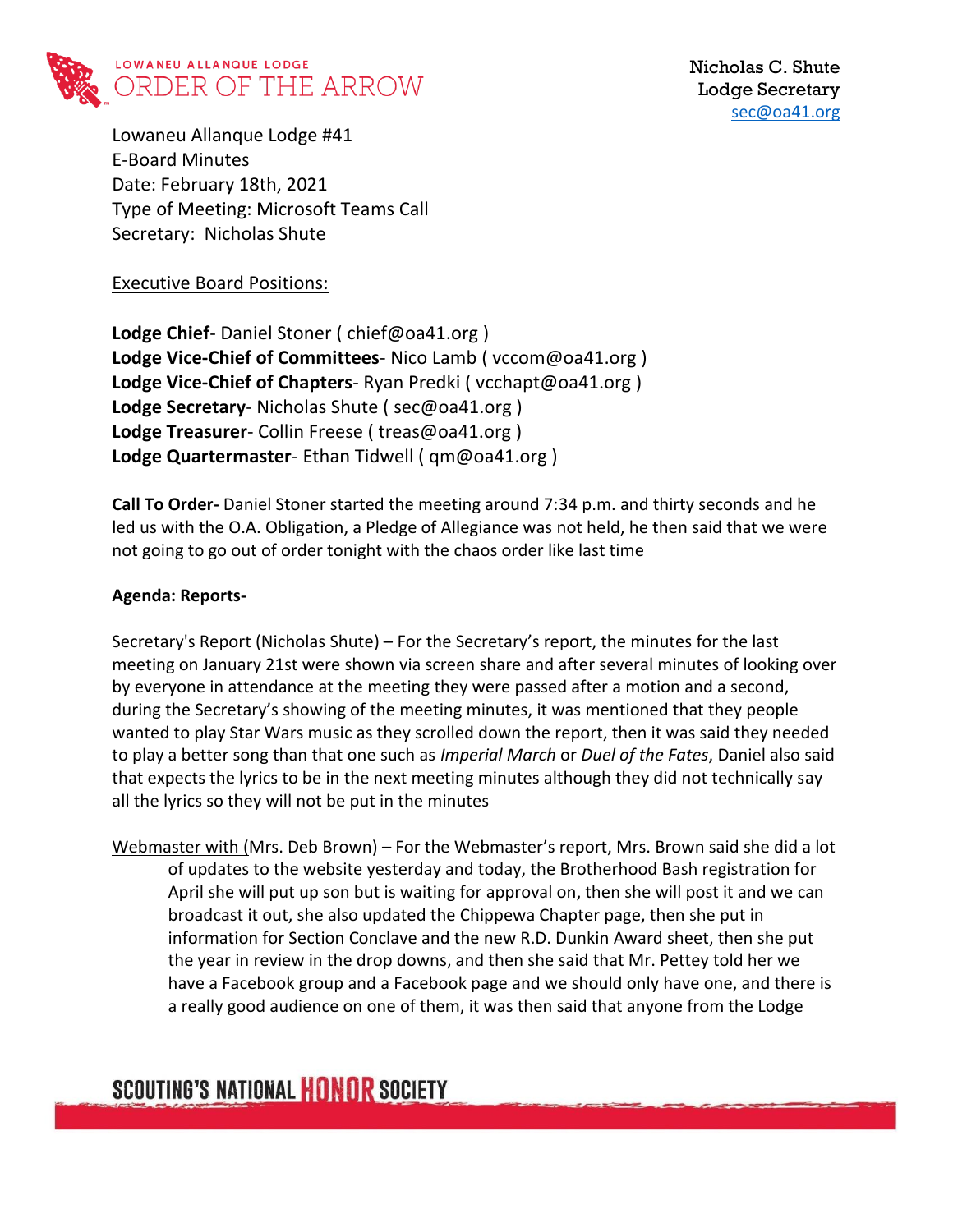LOWANEU ALLANQUE LODGE
ORDER OF THE ARROW

Nicholas C. Shute
Lodge Secretary
sec@oa41.org

Lowaneu Allanque Lodge #41
E-Board Minutes
Date: February 18th, 2021
Type of Meeting: Microsoft Teams Call
Secretary: Nicholas Shute

Executive Board Positions:

**Lodge Chief**- Daniel Stoner ( chief@oa41.org )
**Lodge Vice-Chief of Committees**- Nico Lamb ( vccom@oa41.org )
**Lodge Vice-Chief of Chapters**- Ryan Predki ( vcchapt@oa41.org )
**Lodge Secretary**- Nicholas Shute ( sec@oa41.org )
**Lodge Treasurer**- Collin Freese ( treas@oa41.org )
**Lodge Quartermaster**- Ethan Tidwell ( qm@oa41.org )

**Call To Order-** Daniel Stoner started the meeting around 7:34 p.m. and thirty seconds and he led us with the O.A. Obligation, a Pledge of Allegiance was not held, he then said that we were not going to go out of order tonight with the chaos order like last time

**Agenda: Reports-**

Secretary's Report (Nicholas Shute) – For the Secretary's report, the minutes for the last meeting on January 21st were shown via screen share and after several minutes of looking over by everyone in attendance at the meeting they were passed after a motion and a second, during the Secretary's showing of the meeting minutes, it was mentioned that they people wanted to play Star Wars music as they scrolled down the report, then it was said they needed to play a better song than that one such as *Imperial March* or *Duel of the Fates*, Daniel also said that expects the lyrics to be in the next meeting minutes although they did not technically say all the lyrics so they will not be put in the minutes

Webmaster with (Mrs. Deb Brown) – For the Webmaster's report, Mrs. Brown said she did a lot of updates to the website yesterday and today, the Brotherhood Bash registration for April she will put up son but is waiting for approval on, then she will post it and we can broadcast it out, she also updated the Chippewa Chapter page, then she put in information for Section Conclave and the new R.D. Dunkin Award sheet, then she put the year in review in the drop downs, and then she said that Mr. Pettey told her we have a Facebook group and a Facebook page and we should only have one, and there is a really good audience on one of them, it was then said that anyone from the Lodge

SCOUTING'S NATIONAL HONOR SOCIETY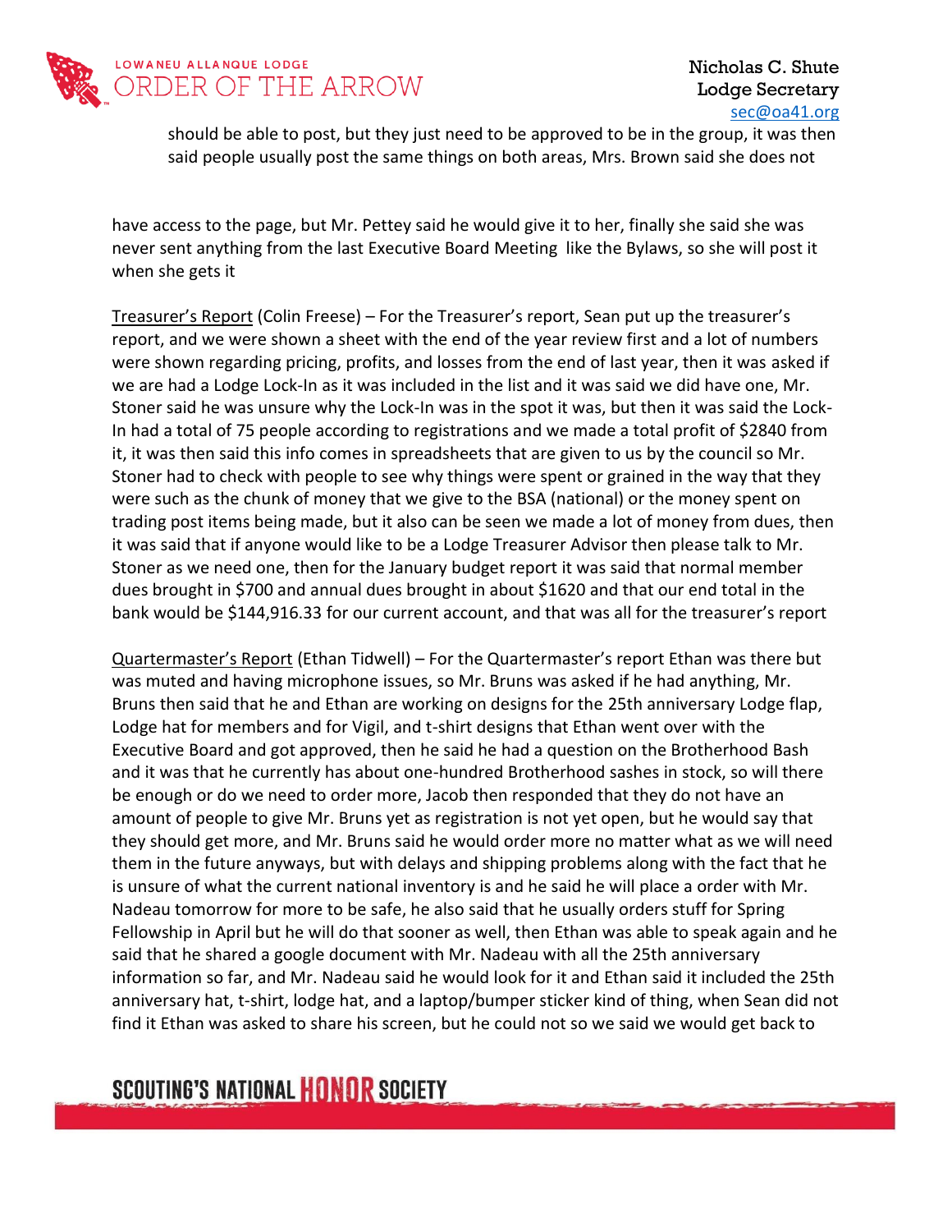should be able to post, but they just need to be approved to be in the group, it was then said people usually post the same things on both areas, Mrs. Brown said she does not

have access to the page, but Mr. Pettey said he would give it to her, finally she said she was never sent anything from the last Executive Board Meeting like the Bylaws, so she will post it when she gets it

Treasurer's Report (Colin Freese) – For the Treasurer's report, Sean put up the treasurer's report, and we were shown a sheet with the end of the year review first and a lot of numbers were shown regarding pricing, profits, and losses from the end of last year, then it was asked if we are had a Lodge Lock-In as it was included in the list and it was said we did have one, Mr. Stoner said he was unsure why the Lock-In was in the spot it was, but then it was said the Lock-In had a total of 75 people according to registrations and we made a total profit of $2840 from it, it was then said this info comes in spreadsheets that are given to us by the council so Mr. Stoner had to check with people to see why things were spent or grained in the way that they were such as the chunk of money that we give to the BSA (national) or the money spent on trading post items being made, but it also can be seen we made a lot of money from dues, then it was said that if anyone would like to be a Lodge Treasurer Advisor then please talk to Mr. Stoner as we need one, then for the January budget report it was said that normal member dues brought in $700 and annual dues brought in about $1620 and that our end total in the bank would be $144,916.33 for our current account, and that was all for the treasurer's report

Quartermaster's Report (Ethan Tidwell) – For the Quartermaster's report Ethan was there but was muted and having microphone issues, so Mr. Bruns was asked if he had anything, Mr. Bruns then said that he and Ethan are working on designs for the 25th anniversary Lodge flap, Lodge hat for members and for Vigil, and t-shirt designs that Ethan went over with the Executive Board and got approved, then he said he had a question on the Brotherhood Bash and it was that he currently has about one-hundred Brotherhood sashes in stock, so will there be enough or do we need to order more, Jacob then responded that they do not have an amount of people to give Mr. Bruns yet as registration is not yet open, but he would say that they should get more, and Mr. Bruns said he would order more no matter what as we will need them in the future anyways, but with delays and shipping problems along with the fact that he is unsure of what the current national inventory is and he said he will place a order with Mr. Nadeau tomorrow for more to be safe, he also said that he usually orders stuff for Spring Fellowship in April but he will do that sooner as well, then Ethan was able to speak again and he said that he shared a google document with Mr. Nadeau with all the 25th anniversary information so far, and Mr. Nadeau said he would look for it and Ethan said it included the 25th anniversary hat, t-shirt, lodge hat, and a laptop/bumper sticker kind of thing, when Sean did not find it Ethan was asked to share his screen, but he could not so we said we would get back to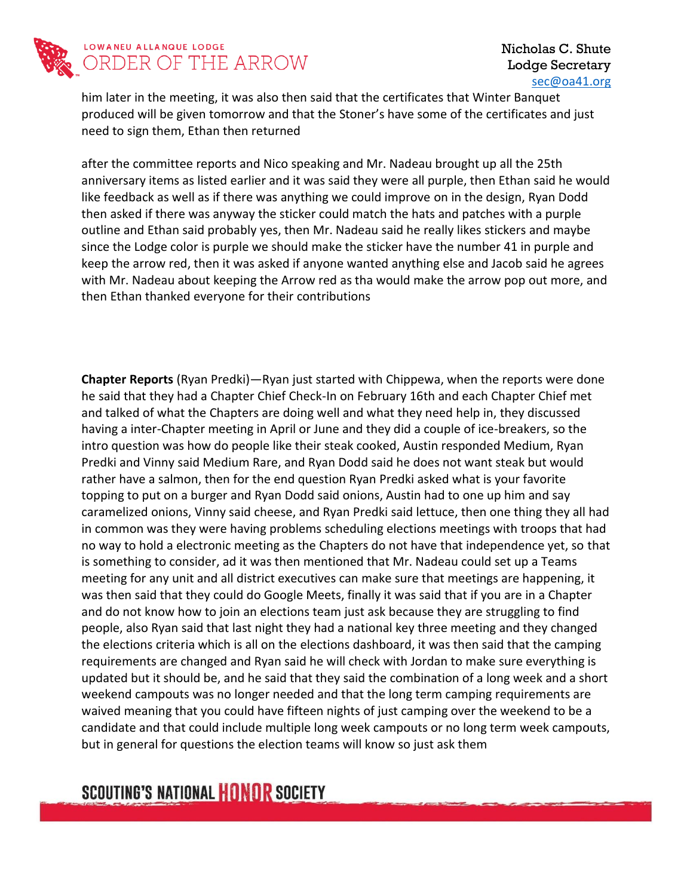him later in the meeting, it was also then said that the certificates that Winter Banquet produced will be given tomorrow and that the Stoner's have some of the certificates and just need to sign them, Ethan then returned

after the committee reports and Nico speaking and Mr. Nadeau brought up all the 25th anniversary items as listed earlier and it was said they were all purple, then Ethan said he would like feedback as well as if there was anything we could improve on in the design, Ryan Dodd then asked if there was anyway the sticker could match the hats and patches with a purple outline and Ethan said probably yes, then Mr. Nadeau said he really likes stickers and maybe since the Lodge color is purple we should make the sticker have the number 41 in purple and keep the arrow red, then it was asked if anyone wanted anything else and Jacob said he agrees with Mr. Nadeau about keeping the Arrow red as tha would make the arrow pop out more, and then Ethan thanked everyone for their contributions

**Chapter Reports** (Ryan Predki)—Ryan just started with Chippewa, when the reports were done he said that they had a Chapter Chief Check-In on February 16th and each Chapter Chief met and talked of what the Chapters are doing well and what they need help in, they discussed having a inter-Chapter meeting in April or June and they did a couple of ice-breakers, so the intro question was how do people like their steak cooked, Austin responded Medium, Ryan Predki and Vinny said Medium Rare, and Ryan Dodd said he does not want steak but would rather have a salmon, then for the end question Ryan Predki asked what is your favorite topping to put on a burger and Ryan Dodd said onions, Austin had to one up him and say caramelized onions, Vinny said cheese, and Ryan Predki said lettuce, then one thing they all had in common was they were having problems scheduling elections meetings with troops that had no way to hold a electronic meeting as the Chapters do not have that independence yet, so that is something to consider, ad it was then mentioned that Mr. Nadeau could set up a Teams meeting for any unit and all district executives can make sure that meetings are happening, it was then said that they could do Google Meets, finally it was said that if you are in a Chapter and do not know how to join an elections team just ask because they are struggling to find people, also Ryan said that last night they had a national key three meeting and they changed the elections criteria which is all on the elections dashboard, it was then said that the camping requirements are changed and Ryan said he will check with Jordan to make sure everything is updated but it should be, and he said that they said the combination of a long week and a short weekend campouts was no longer needed and that the long term camping requirements are waived meaning that you could have fifteen nights of just camping over the weekend to be a candidate and that could include multiple long week campouts or no long term week campouts, but in general for questions the election teams will know so just ask them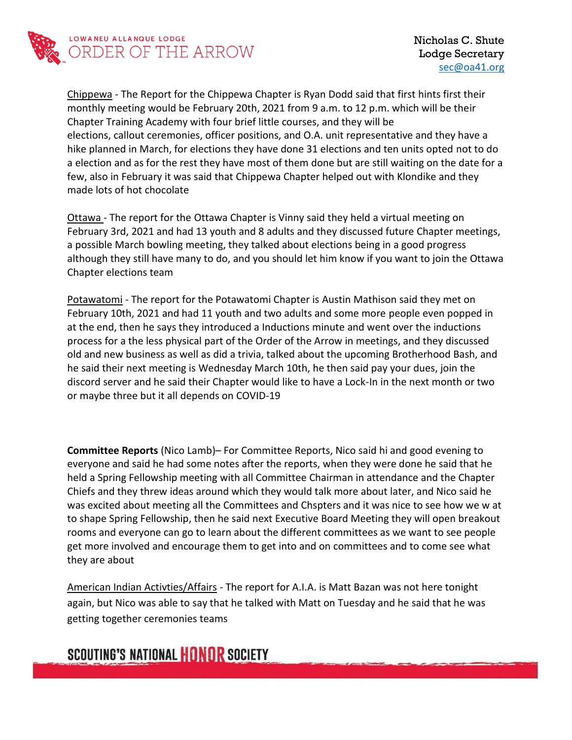Chippewa - The Report for the Chippewa Chapter is Ryan Dodd said that first hints first their monthly meeting would be February 20th, 2021 from 9 a.m. to 12 p.m. which will be their Chapter Training Academy with four brief little courses, and they will be elections, callout ceremonies, officer positions, and O.A. unit representative and they have a hike planned in March, for elections they have done 31 elections and ten units opted not to do a election and as for the rest they have most of them done but are still waiting on the date for a few, also in February it was said that Chippewa Chapter helped out with Klondike and they made lots of hot chocolate

Ottawa - The report for the Ottawa Chapter is Vinny said they held a virtual meeting on February 3rd, 2021 and had 13 youth and 8 adults and they discussed future Chapter meetings, a possible March bowling meeting, they talked about elections being in a good progress although they still have many to do, and you should let him know if you want to join the Ottawa Chapter elections team

Potawatomi - The report for the Potawatomi Chapter is Austin Mathison said they met on February 10th, 2021 and had 11 youth and two adults and some more people even popped in at the end, then he says they introduced a Inductions minute and went over the inductions process for a the less physical part of the Order of the Arrow in meetings, and they discussed old and new business as well as did a trivia, talked about the upcoming Brotherhood Bash, and he said their next meeting is Wednesday March 10th, he then said pay your dues, join the discord server and he said their Chapter would like to have a Lock-In in the next month or two or maybe three but it all depends on COVID-19

**Committee Reports** (Nico Lamb)– For Committee Reports, Nico said hi and good evening to everyone and said he had some notes after the reports, when they were done he said that he held a Spring Fellowship meeting with all Committee Chairman in attendance and the Chapter Chiefs and they threw ideas around which they would talk more about later, and Nico said he was excited about meeting all the Committees and Chspters and it was nice to see how we w at to shape Spring Fellowship, then he said next Executive Board Meeting they will open breakout rooms and everyone can go to learn about the different committees as we want to see people get more involved and encourage them to get into and on committees and to come see what they are about

American Indian Activties/Affairs - The report for A.I.A. is Matt Bazan was not here tonight again, but Nico was able to say that he talked with Matt on Tuesday and he said that he was getting together ceremonies teams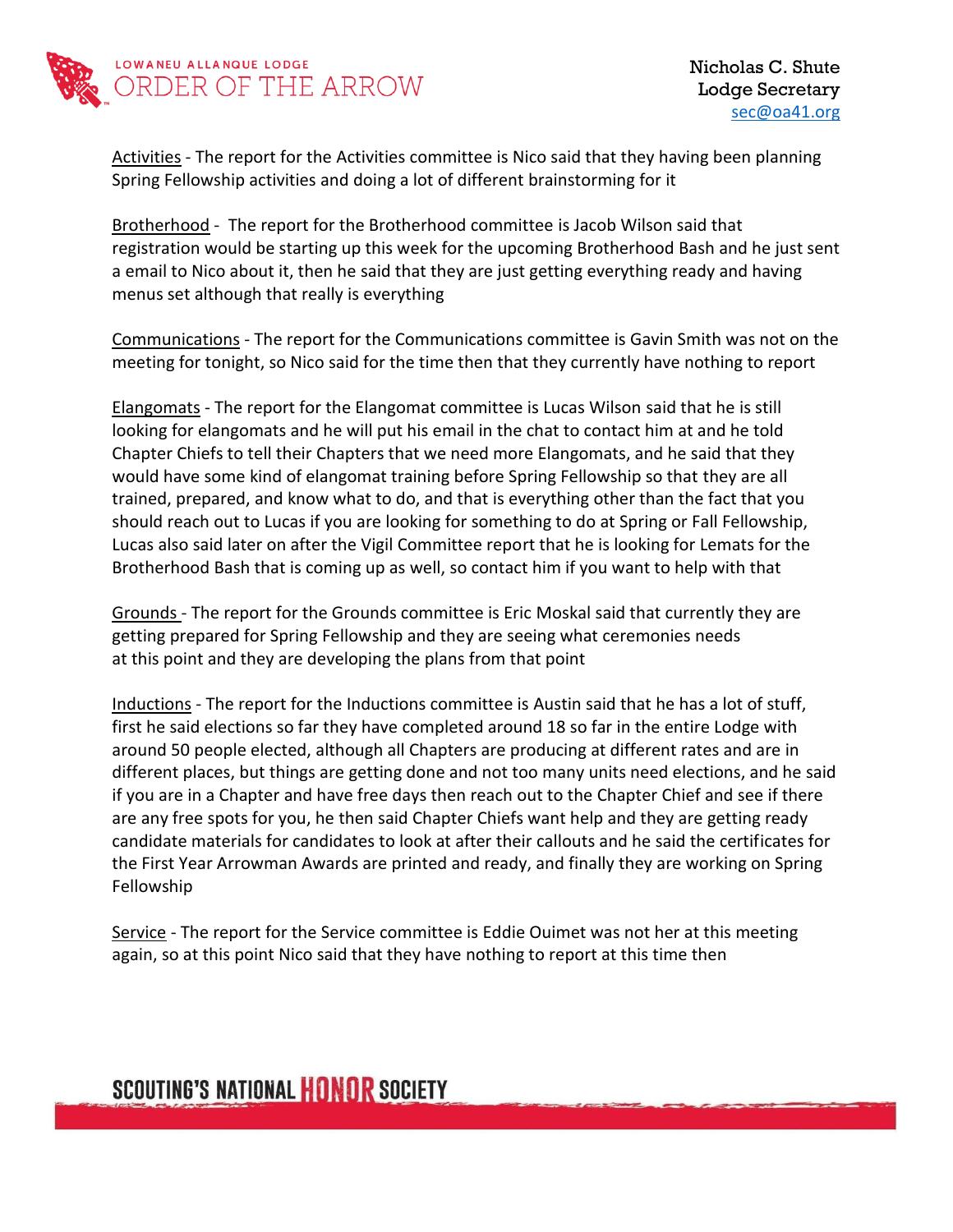Activities - The report for the Activities committee is Nico said that they having been planning Spring Fellowship activities and doing a lot of different brainstorming for it

Brotherhood - The report for the Brotherhood committee is Jacob Wilson said that registration would be starting up this week for the upcoming Brotherhood Bash and he just sent a email to Nico about it, then he said that they are just getting everything ready and having menus set although that really is everything

Communications - The report for the Communications committee is Gavin Smith was not on the meeting for tonight, so Nico said for the time then that they currently have nothing to report

Elangomats - The report for the Elangomat committee is Lucas Wilson said that he is still looking for elangomats and he will put his email in the chat to contact him at and he told Chapter Chiefs to tell their Chapters that we need more Elangomats, and he said that they would have some kind of elangomat training before Spring Fellowship so that they are all trained, prepared, and know what to do, and that is everything other than the fact that you should reach out to Lucas if you are looking for something to do at Spring or Fall Fellowship, Lucas also said later on after the Vigil Committee report that he is looking for Lemats for the Brotherhood Bash that is coming up as well, so contact him if you want to help with that

Grounds - The report for the Grounds committee is Eric Moskal said that currently they are getting prepared for Spring Fellowship and they are seeing what ceremonies needs at this point and they are developing the plans from that point

Inductions - The report for the Inductions committee is Austin said that he has a lot of stuff, first he said elections so far they have completed around 18 so far in the entire Lodge with around 50 people elected, although all Chapters are producing at different rates and are in different places, but things are getting done and not too many units need elections, and he said if you are in a Chapter and have free days then reach out to the Chapter Chief and see if there are any free spots for you, he then said Chapter Chiefs want help and they are getting ready candidate materials for candidates to look at after their callouts and he said the certificates for the First Year Arrowman Awards are printed and ready, and finally they are working on Spring Fellowship

Service - The report for the Service committee is Eddie Ouimet was not her at this meeting again, so at this point Nico said that they have nothing to report at this time then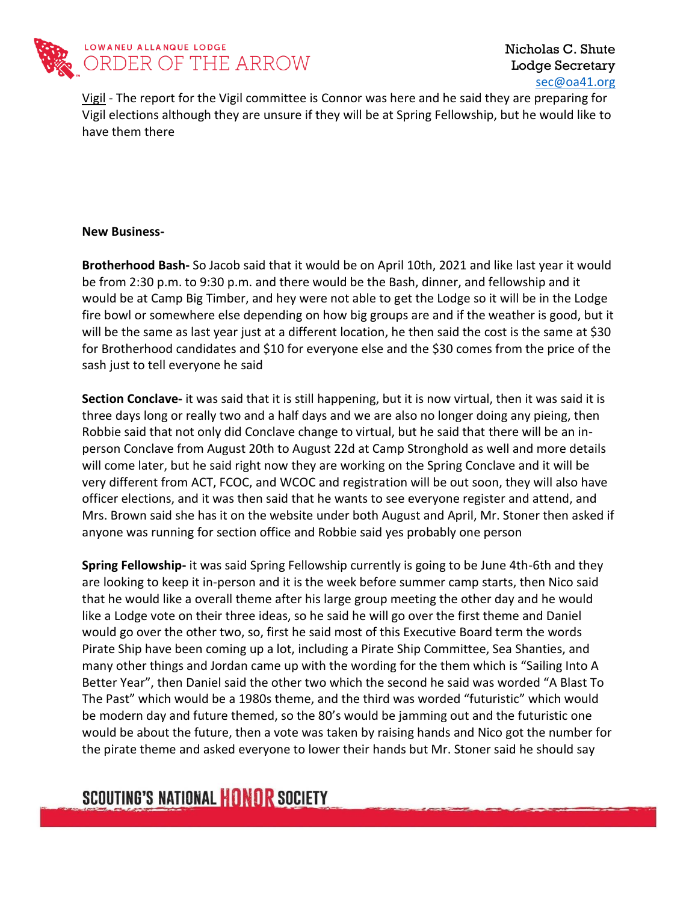Vigil - The report for the Vigil committee is Connor was here and he said they are preparing for Vigil elections although they are unsure if they will be at Spring Fellowship, but he would like to have them there

**New Business-**

**Brotherhood Bash-** So Jacob said that it would be on April 10th, 2021 and like last year it would be from 2:30 p.m. to 9:30 p.m. and there would be the Bash, dinner, and fellowship and it would be at Camp Big Timber, and hey were not able to get the Lodge so it will be in the Lodge fire bowl or somewhere else depending on how big groups are and if the weather is good, but it will be the same as last year just at a different location, he then said the cost is the same at $30 for Brotherhood candidates and $10 for everyone else and the $30 comes from the price of the sash just to tell everyone he said

**Section Conclave-** it was said that it is still happening, but it is now virtual, then it was said it is three days long or really two and a half days and we are also no longer doing any pieing, then Robbie said that not only did Conclave change to virtual, but he said that there will be an in-person Conclave from August 20th to August 22d at Camp Stronghold as well and more details will come later, but he said right now they are working on the Spring Conclave and it will be very different from ACT, FCOC, and WCOC and registration will be out soon, they will also have officer elections, and it was then said that he wants to see everyone register and attend, and Mrs. Brown said she has it on the website under both August and April, Mr. Stoner then asked if anyone was running for section office and Robbie said yes probably one person

**Spring Fellowship-** it was said Spring Fellowship currently is going to be June 4th-6th and they are looking to keep it in-person and it is the week before summer camp starts, then Nico said that he would like a overall theme after his large group meeting the other day and he would like a Lodge vote on their three ideas, so he said he will go over the first theme and Daniel would go over the other two, so, first he said most of this Executive Board term the words Pirate Ship have been coming up a lot, including a Pirate Ship Committee, Sea Shanties, and many other things and Jordan came up with the wording for the them which is "Sailing Into A Better Year", then Daniel said the other two which the second he said was worded "A Blast To The Past" which would be a 1980s theme, and the third was worded "futuristic" which would be modern day and future themed, so the 80's would be jamming out and the futuristic one would be about the future, then a vote was taken by raising hands and Nico got the number for the pirate theme and asked everyone to lower their hands but Mr. Stoner said he should say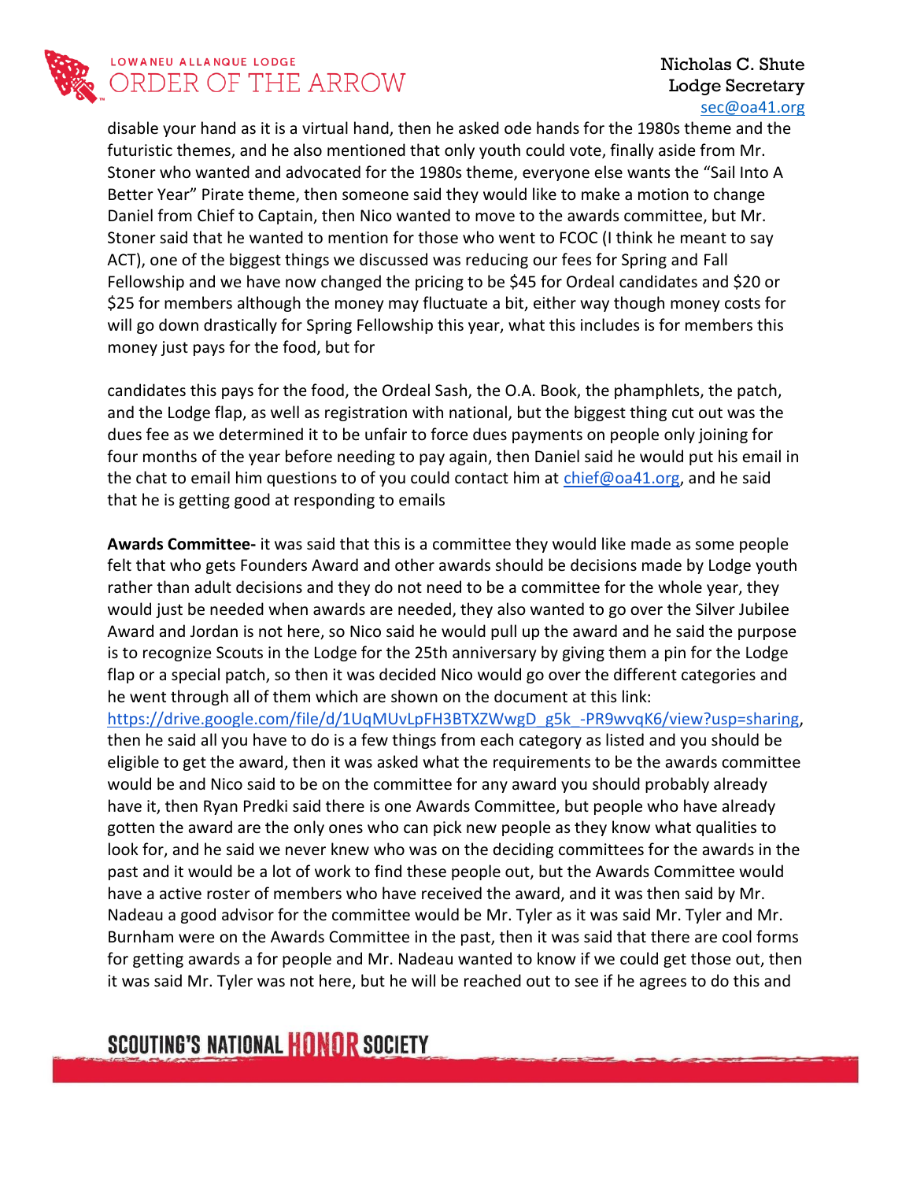disable your hand as it is a virtual hand, then he asked ode hands for the 1980s theme and the futuristic themes, and he also mentioned that only youth could vote, finally aside from Mr. Stoner who wanted and advocated for the 1980s theme, everyone else wants the "Sail Into A Better Year" Pirate theme, then someone said they would like to make a motion to change Daniel from Chief to Captain, then Nico wanted to move to the awards committee, but Mr. Stoner said that he wanted to mention for those who went to FCOC (I think he meant to say ACT), one of the biggest things we discussed was reducing our fees for Spring and Fall Fellowship and we have now changed the pricing to be $45 for Ordeal candidates and $20 or $25 for members although the money may fluctuate a bit, either way though money costs for will go down drastically for Spring Fellowship this year, what this includes is for members this money just pays for the food, but for

candidates this pays for the food, the Ordeal Sash, the O.A. Book, the phamphlets, the patch, and the Lodge flap, as well as registration with national, but the biggest thing cut out was the dues fee as we determined it to be unfair to force dues payments on people only joining for four months of the year before needing to pay again, then Daniel said he would put his email in the chat to email him questions to of you could contact him at chief@oa41.org, and he said that he is getting good at responding to emails

**Awards Committee-** it was said that this is a committee they would like made as some people felt that who gets Founders Award and other awards should be decisions made by Lodge youth rather than adult decisions and they do not need to be a committee for the whole year, they would just be needed when awards are needed, they also wanted to go over the Silver Jubilee Award and Jordan is not here, so Nico said he would pull up the award and he said the purpose is to recognize Scouts in the Lodge for the 25th anniversary by giving them a pin for the Lodge flap or a special patch, so then it was decided Nico would go over the different categories and he went through all of them which are shown on the document at this link: https://drive.google.com/file/d/1UqMUvLpFH3BTXZWwgD_g5k_-PR9wvqK6/view?usp=sharing, then he said all you have to do is a few things from each category as listed and you should be eligible to get the award, then it was asked what the requirements to be the awards committee would be and Nico said to be on the committee for any award you should probably already have it, then Ryan Predki said there is one Awards Committee, but people who have already gotten the award are the only ones who can pick new people as they know what qualities to look for, and he said we never knew who was on the deciding committees for the awards in the past and it would be a lot of work to find these people out, but the Awards Committee would have a active roster of members who have received the award, and it was then said by Mr. Nadeau a good advisor for the committee would be Mr. Tyler as it was said Mr. Tyler and Mr. Burnham were on the Awards Committee in the past, then it was said that there are cool forms for getting awards a for people and Mr. Nadeau wanted to know if we could get those out, then it was said Mr. Tyler was not here, but he will be reached out to see if he agrees to do this and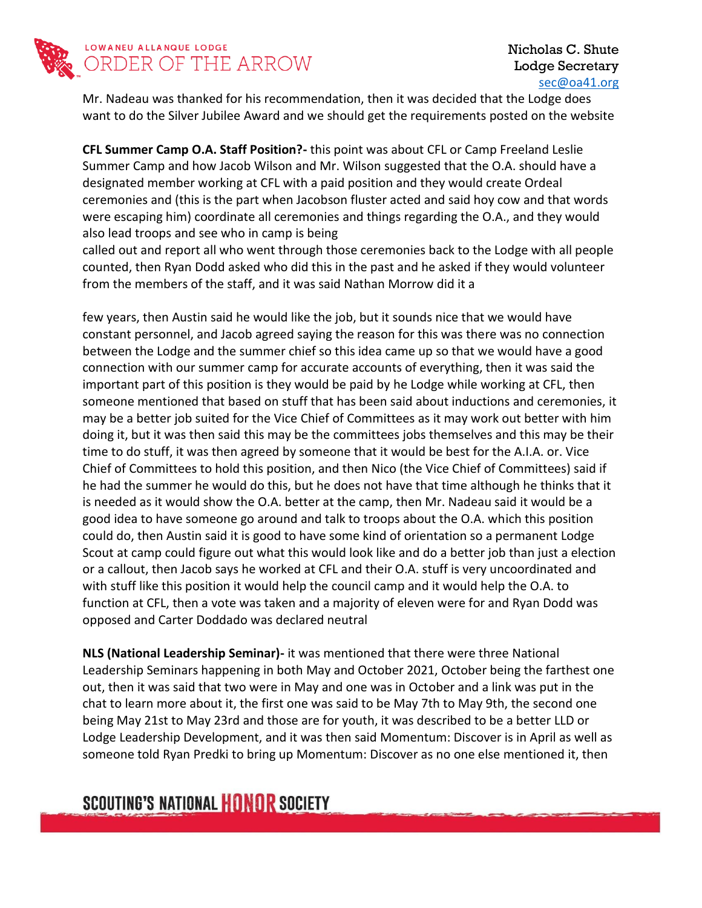Mr. Nadeau was thanked for his recommendation, then it was decided that the Lodge does want to do the Silver Jubilee Award and we should get the requirements posted on the website

**CFL Summer Camp O.A. Staff Position?-** this point was about CFL or Camp Freeland Leslie Summer Camp and how Jacob Wilson and Mr. Wilson suggested that the O.A. should have a designated member working at CFL with a paid position and they would create Ordeal ceremonies and (this is the part when Jacobson fluster acted and said hoy cow and that words were escaping him) coordinate all ceremonies and things regarding the O.A., and they would also lead troops and see who in camp is being called out and report all who went through those ceremonies back to the Lodge with all people counted, then Ryan Dodd asked who did this in the past and he asked if they would volunteer from the members of the staff, and it was said Nathan Morrow did it a

few years, then Austin said he would like the job, but it sounds nice that we would have constant personnel, and Jacob agreed saying the reason for this was there was no connection between the Lodge and the summer chief so this idea came up so that we would have a good connection with our summer camp for accurate accounts of everything, then it was said the important part of this position is they would be paid by he Lodge while working at CFL, then someone mentioned that based on stuff that has been said about inductions and ceremonies, it may be a better job suited for the Vice Chief of Committees as it may work out better with him doing it, but it was then said this may be the committees jobs themselves and this may be their time to do stuff, it was then agreed by someone that it would be best for the A.I.A. or. Vice Chief of Committees to hold this position, and then Nico (the Vice Chief of Committees) said if he had the summer he would do this, but he does not have that time although he thinks that it is needed as it would show the O.A. better at the camp, then Mr. Nadeau said it would be a good idea to have someone go around and talk to troops about the O.A. which this position could do, then Austin said it is good to have some kind of orientation so a permanent Lodge Scout at camp could figure out what this would look like and do a better job than just a election or a callout, then Jacob says he worked at CFL and their O.A. stuff is very uncoordinated and with stuff like this position it would help the council camp and it would help the O.A. to function at CFL, then a vote was taken and a majority of eleven were for and Ryan Dodd was opposed and Carter Doddado was declared neutral

**NLS (National Leadership Seminar)-** it was mentioned that there were three National Leadership Seminars happening in both May and October 2021, October being the farthest one out, then it was said that two were in May and one was in October and a link was put in the chat to learn more about it, the first one was said to be May 7th to May 9th, the second one being May 21st to May 23rd and those are for youth, it was described to be a better LLD or Lodge Leadership Development, and it was then said Momentum: Discover is in April as well as someone told Ryan Predki to bring up Momentum: Discover as no one else mentioned it, then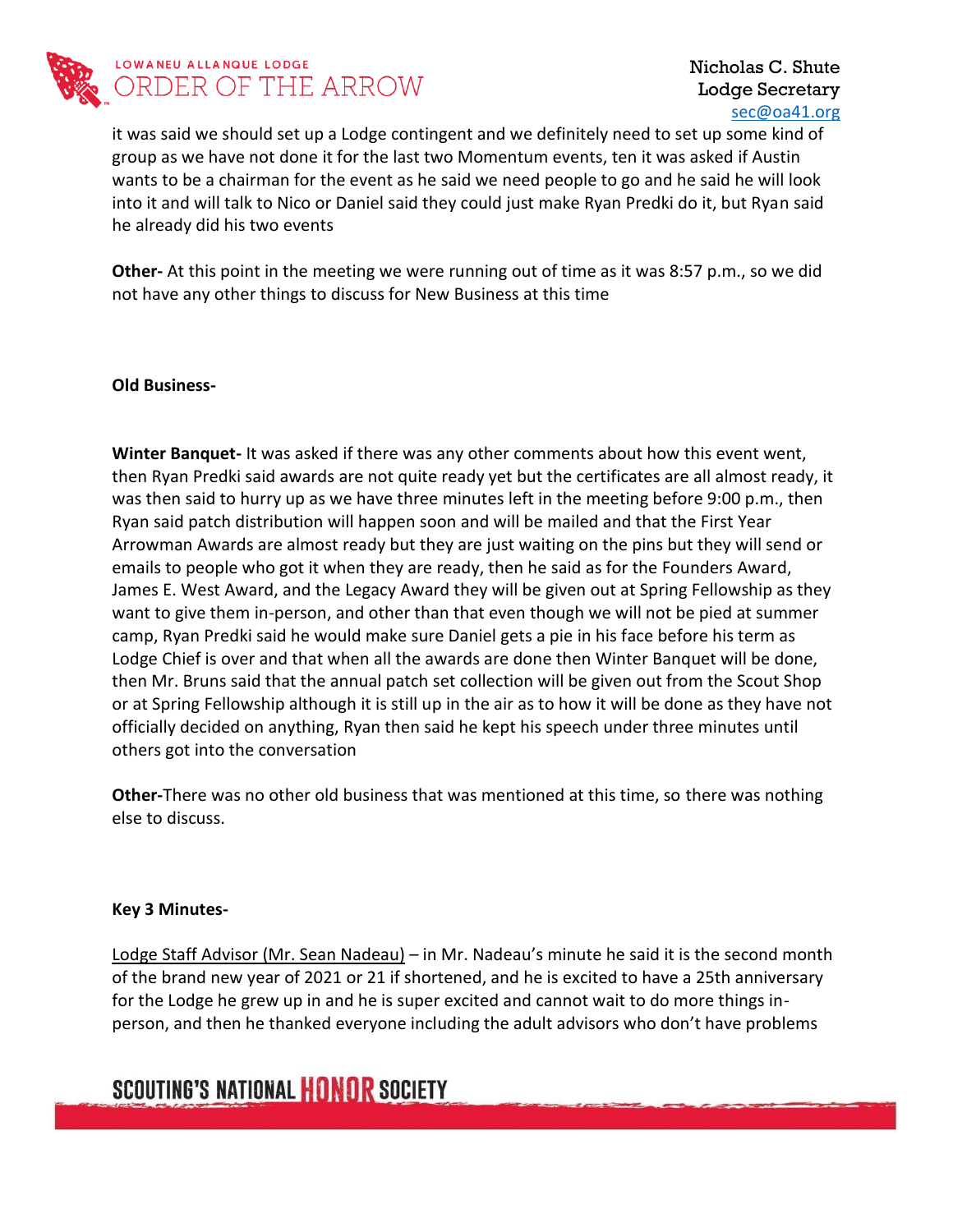it was said we should set up a Lodge contingent and we definitely need to set up some kind of group as we have not done it for the last two Momentum events, ten it was asked if Austin wants to be a chairman for the event as he said we need people to go and he said he will look into it and will talk to Nico or Daniel said they could just make Ryan Predki do it, but Ryan said he already did his two events

**Other-** At this point in the meeting we were running out of time as it was 8:57 p.m., so we did not have any other things to discuss for New Business at this time

**Old Business-**

**Winter Banquet-** It was asked if there was any other comments about how this event went, then Ryan Predki said awards are not quite ready yet but the certificates are all almost ready, it was then said to hurry up as we have three minutes left in the meeting before 9:00 p.m., then Ryan said patch distribution will happen soon and will be mailed and that the First Year Arrowman Awards are almost ready but they are just waiting on the pins but they will send or emails to people who got it when they are ready, then he said as for the Founders Award, James E. West Award, and the Legacy Award they will be given out at Spring Fellowship as they want to give them in-person, and other than that even though we will not be pied at summer camp, Ryan Predki said he would make sure Daniel gets a pie in his face before his term as Lodge Chief is over and that when all the awards are done then Winter Banquet will be done, then Mr. Bruns said that the annual patch set collection will be given out from the Scout Shop or at Spring Fellowship although it is still up in the air as to how it will be done as they have not officially decided on anything, Ryan then said he kept his speech under three minutes until others got into the conversation

**Other-**There was no other old business that was mentioned at this time, so there was nothing else to discuss.

**Key 3 Minutes-**

Lodge Staff Advisor (Mr. Sean Nadeau) – in Mr. Nadeau's minute he said it is the second month of the brand new year of 2021 or 21 if shortened, and he is excited to have a 25th anniversary for the Lodge he grew up in and he is super excited and cannot wait to do more things in-person, and then he thanked everyone including the adult advisors who don't have problems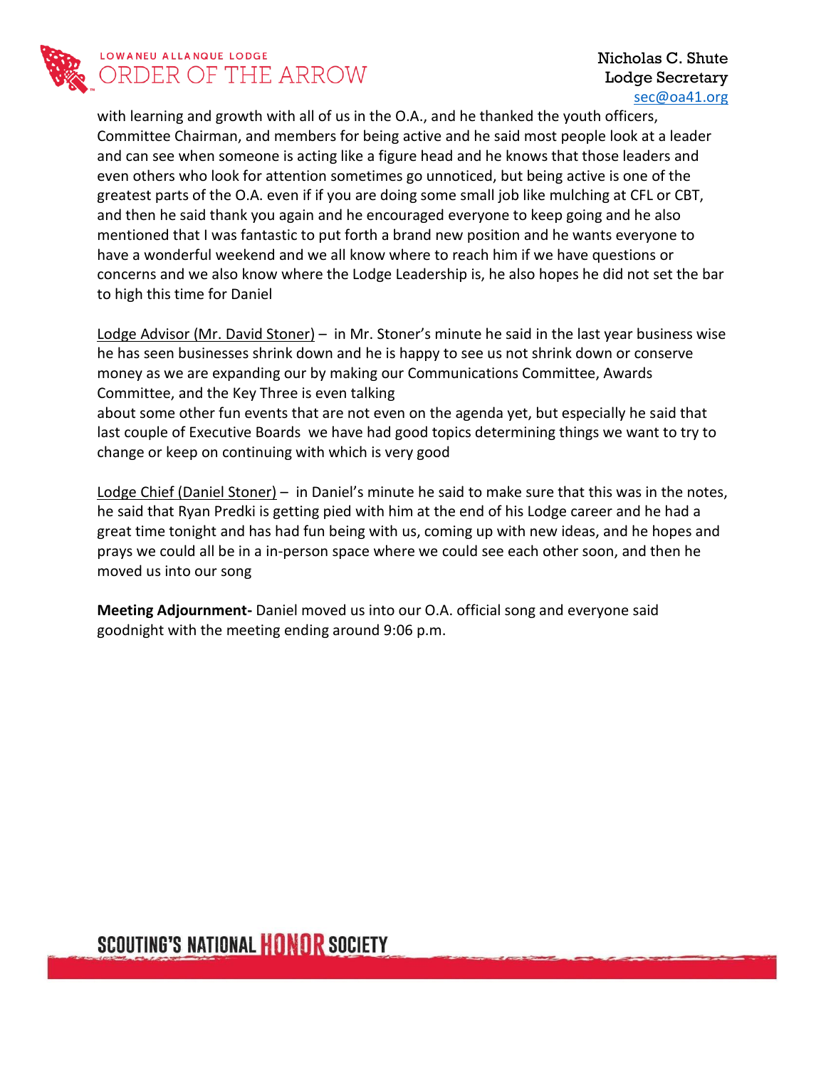with learning and growth with all of us in the O.A., and he thanked the youth officers, Committee Chairman, and members for being active and he said most people look at a leader and can see when someone is acting like a figure head and he knows that those leaders and even others who look for attention sometimes go unnoticed, but being active is one of the greatest parts of the O.A. even if if you are doing some small job like mulching at CFL or CBT, and then he said thank you again and he encouraged everyone to keep going and he also mentioned that I was fantastic to put forth a brand new position and he wants everyone to have a wonderful weekend and we all know where to reach him if we have questions or concerns and we also know where the Lodge Leadership is, he also hopes he did not set the bar to high this time for Daniel

Lodge Advisor (Mr. David Stoner) – in Mr. Stoner's minute he said in the last year business wise he has seen businesses shrink down and he is happy to see us not shrink down or conserve money as we are expanding our by making our Communications Committee, Awards Committee, and the Key Three is even talking about some other fun events that are not even on the agenda yet, but especially he said that last couple of Executive Boards we have had good topics determining things we want to try to change or keep on continuing with which is very good

Lodge Chief (Daniel Stoner) – in Daniel's minute he said to make sure that this was in the notes, he said that Ryan Predki is getting pied with him at the end of his Lodge career and he had a great time tonight and has had fun being with us, coming up with new ideas, and he hopes and prays we could all be in a in-person space where we could see each other soon, and then he moved us into our song

**Meeting Adjournment-** Daniel moved us into our O.A. official song and everyone said goodnight with the meeting ending around 9:06 p.m.